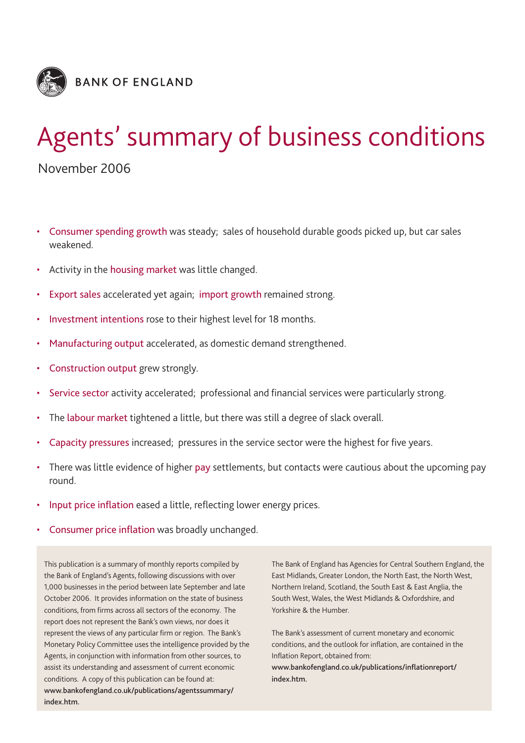BANK OF ENGLAND

# Agents' summary of business conditions

November 2006

- Consumer spending growth was steady; sales of household durable goods picked up, but car sales weakened.
- Activity in the housing market was little changed.
- Export sales accelerated yet again; import growth remained strong.
- Investment intentions rose to their highest level for 18 months.
- Manufacturing output accelerated, as domestic demand strengthened.
- Construction output grew strongly.
- Service sector activity accelerated; professional and financial services were particularly strong.
- The labour market tightened a little, but there was still a degree of slack overall.
- Capacity pressures increased; pressures in the service sector were the highest for five years.
- There was little evidence of higher pay settlements, but contacts were cautious about the upcoming pay round.
- Input price inflation eased a little, reflecting lower energy prices.
- Consumer price inflation was broadly unchanged.

This publication is a summary of monthly reports compiled by the Bank of England's Agents, following discussions with over 1,000 businesses in the period between late September and late October 2006. It provides information on the state of business conditions, from firms across all sectors of the economy. The report does not represent the Bank's own views, nor does it represent the views of any particular firm or region. The Bank's Monetary Policy Committee uses the intelligence provided by the Agents, in conjunction with information from other sources, to assist its understanding and assessment of current economic conditions. A copy of this publication can be found at: **www.bankofengland.co.uk/publications/agentssummary/index.htm.**

The Bank of England has Agencies for Central Southern England, the East Midlands, Greater London, the North East, the North West, Northern Ireland, Scotland, the South East & East Anglia, the South West, Wales, the West Midlands & Oxfordshire, and Yorkshire & the Humber.

The Bank's assessment of current monetary and economic conditions, and the outlook for inflation, are contained in the Inflation Report, obtained from: **www.bankofengland.co.uk/publications/inflationreport/index.htm.**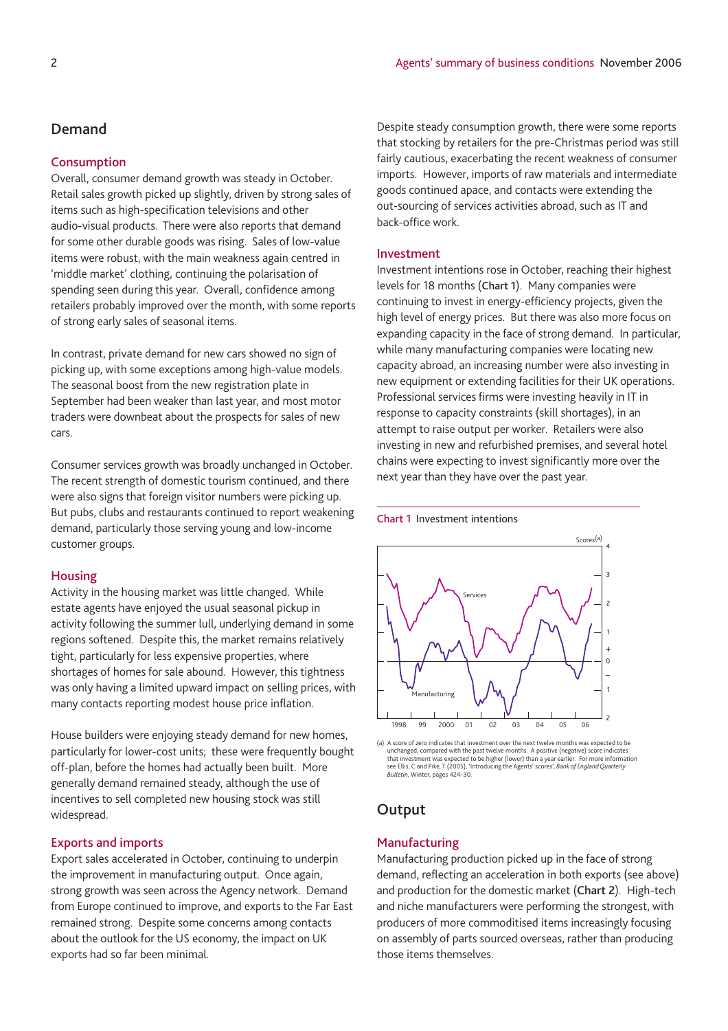## Demand

### Consumption

Overall, consumer demand growth was steady in October. Retail sales growth picked up slightly, driven by strong sales of items such as high-specification televisions and other audio-visual products. There were also reports that demand for some other durable goods was rising. Sales of low-value items were robust, with the main weakness again centred in 'middle market' clothing, continuing the polarisation of spending seen during this year. Overall, confidence among retailers probably improved over the month, with some reports of strong early sales of seasonal items.

In contrast, private demand for new cars showed no sign of picking up, with some exceptions among high-value models. The seasonal boost from the new registration plate in September had been weaker than last year, and most motor traders were downbeat about the prospects for sales of new cars.

Consumer services growth was broadly unchanged in October. The recent strength of domestic tourism continued, and there were also signs that foreign visitor numbers were picking up. But pubs, clubs and restaurants continued to report weakening demand, particularly those serving young and low-income customer groups.

### Housing

Activity in the housing market was little changed. While estate agents have enjoyed the usual seasonal pickup in activity following the summer lull, underlying demand in some regions softened. Despite this, the market remains relatively tight, particularly for less expensive properties, where shortages of homes for sale abound. However, this tightness was only having a limited upward impact on selling prices, with many contacts reporting modest house price inflation.

House builders were enjoying steady demand for new homes, particularly for lower-cost units; these were frequently bought off-plan, before the homes had actually been built. More generally demand remained steady, although the use of incentives to sell completed new housing stock was still widespread.

### Exports and imports

Export sales accelerated in October, continuing to underpin the improvement in manufacturing output. Once again, strong growth was seen across the Agency network. Demand from Europe continued to improve, and exports to the Far East remained strong. Despite some concerns among contacts about the outlook for the US economy, the impact on UK exports had so far been minimal.

Despite steady consumption growth, there were some reports that stocking by retailers for the pre-Christmas period was still fairly cautious, exacerbating the recent weakness of consumer imports. However, imports of raw materials and intermediate goods continued apace, and contacts were extending the out-sourcing of services activities abroad, such as IT and back-office work.

### Investment

Investment intentions rose in October, reaching their highest levels for 18 months (**Chart 1**). Many companies were continuing to invest in energy-efficiency projects, given the high level of energy prices. But there was also more focus on expanding capacity in the face of strong demand. In particular, while many manufacturing companies were locating new capacity abroad, an increasing number were also investing in new equipment or extending facilities for their UK operations. Professional services firms were investing heavily in IT in response to capacity constraints (skill shortages), in an attempt to raise output per worker. Retailers were also investing in new and refurbished premises, and several hotel chains were expecting to invest significantly more over the next year than they have over the past year.

**Chart 1** Investment intentions

(a) A score of zero indicates that investment over the next twelve months was expected to be unchanged, compared with the past twelve months. A positive (negative) score indicates that investment was expected to be higher (lower) than a year earlier. For more information see Ellis, C and Pike, T (2005), 'Introducing the Agents' scores', *Bank of England Quarterly Bulletin*, Winter, pages 424–30.

## Output

### Manufacturing

Manufacturing production picked up in the face of strong demand, reflecting an acceleration in both exports (see above) and production for the domestic market (**Chart 2**). High-tech and niche manufacturers were performing the strongest, with producers of more commoditised items increasingly focusing on assembly of parts sourced overseas, rather than producing those items themselves.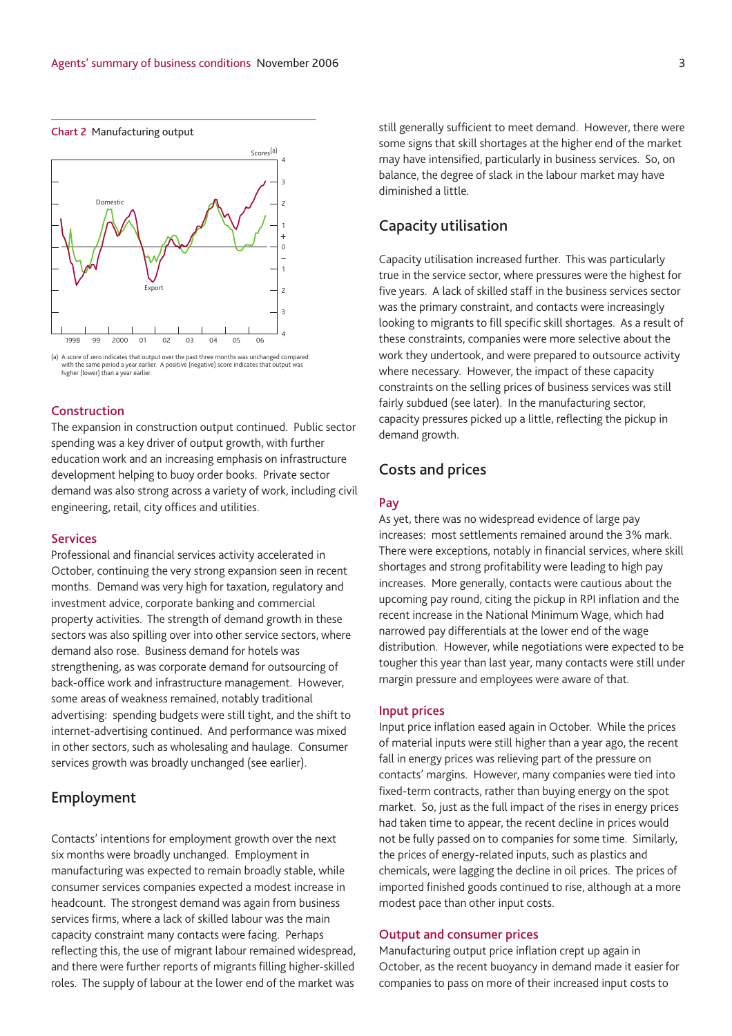Chart 2 Manufacturing output

(a) A score of zero indicates that output over the past three months was unchanged compared with the same period a year earlier. A positive (negative) score indicates that output was higher (lower) than a year earlier.

### Construction

The expansion in construction output continued. Public sector spending was a key driver of output growth, with further education work and an increasing emphasis on infrastructure development helping to buoy order books. Private sector demand was also strong across a variety of work, including civil engineering, retail, city offices and utilities.

### Services

Professional and financial services activity accelerated in October, continuing the very strong expansion seen in recent months. Demand was very high for taxation, regulatory and investment advice, corporate banking and commercial property activities. The strength of demand growth in these sectors was also spilling over into other service sectors, where demand also rose. Business demand for hotels was strengthening, as was corporate demand for outsourcing of back-office work and infrastructure management. However, some areas of weakness remained, notably traditional advertising: spending budgets were still tight, and the shift to internet-advertising continued. And performance was mixed in other sectors, such as wholesaling and haulage. Consumer services growth was broadly unchanged (see earlier).

## Employment

Contacts' intentions for employment growth over the next six months were broadly unchanged. Employment in manufacturing was expected to remain broadly stable, while consumer services companies expected a modest increase in headcount. The strongest demand was again from business services firms, where a lack of skilled labour was the main capacity constraint many contacts were facing. Perhaps reflecting this, the use of migrant labour remained widespread, and there were further reports of migrants filling higher-skilled roles. The supply of labour at the lower end of the market was still generally sufficient to meet demand. However, there were some signs that skill shortages at the higher end of the market may have intensified, particularly in business services. So, on balance, the degree of slack in the labour market may have diminished a little.

## Capacity utilisation

Capacity utilisation increased further. This was particularly true in the service sector, where pressures were the highest for five years. A lack of skilled staff in the business services sector was the primary constraint, and contacts were increasingly looking to migrants to fill specific skill shortages. As a result of these constraints, companies were more selective about the work they undertook, and were prepared to outsource activity where necessary. However, the impact of these capacity constraints on the selling prices of business services was still fairly subdued (see later). In the manufacturing sector, capacity pressures picked up a little, reflecting the pickup in demand growth.

## Costs and prices

### Pay

As yet, there was no widespread evidence of large pay increases: most settlements remained around the 3% mark. There were exceptions, notably in financial services, where skill shortages and strong profitability were leading to high pay increases. More generally, contacts were cautious about the upcoming pay round, citing the pickup in RPI inflation and the recent increase in the National Minimum Wage, which had narrowed pay differentials at the lower end of the wage distribution. However, while negotiations were expected to be tougher this year than last year, many contacts were still under margin pressure and employees were aware of that.

### Input prices

Input price inflation eased again in October. While the prices of material inputs were still higher than a year ago, the recent fall in energy prices was relieving part of the pressure on contacts' margins. However, many companies were tied into fixed-term contracts, rather than buying energy on the spot market. So, just as the full impact of the rises in energy prices had taken time to appear, the recent decline in prices would not be fully passed on to companies for some time. Similarly, the prices of energy-related inputs, such as plastics and chemicals, were lagging the decline in oil prices. The prices of imported finished goods continued to rise, although at a more modest pace than other input costs.

### Output and consumer prices

Manufacturing output price inflation crept up again in October, as the recent buoyancy in demand made it easier for companies to pass on more of their increased input costs to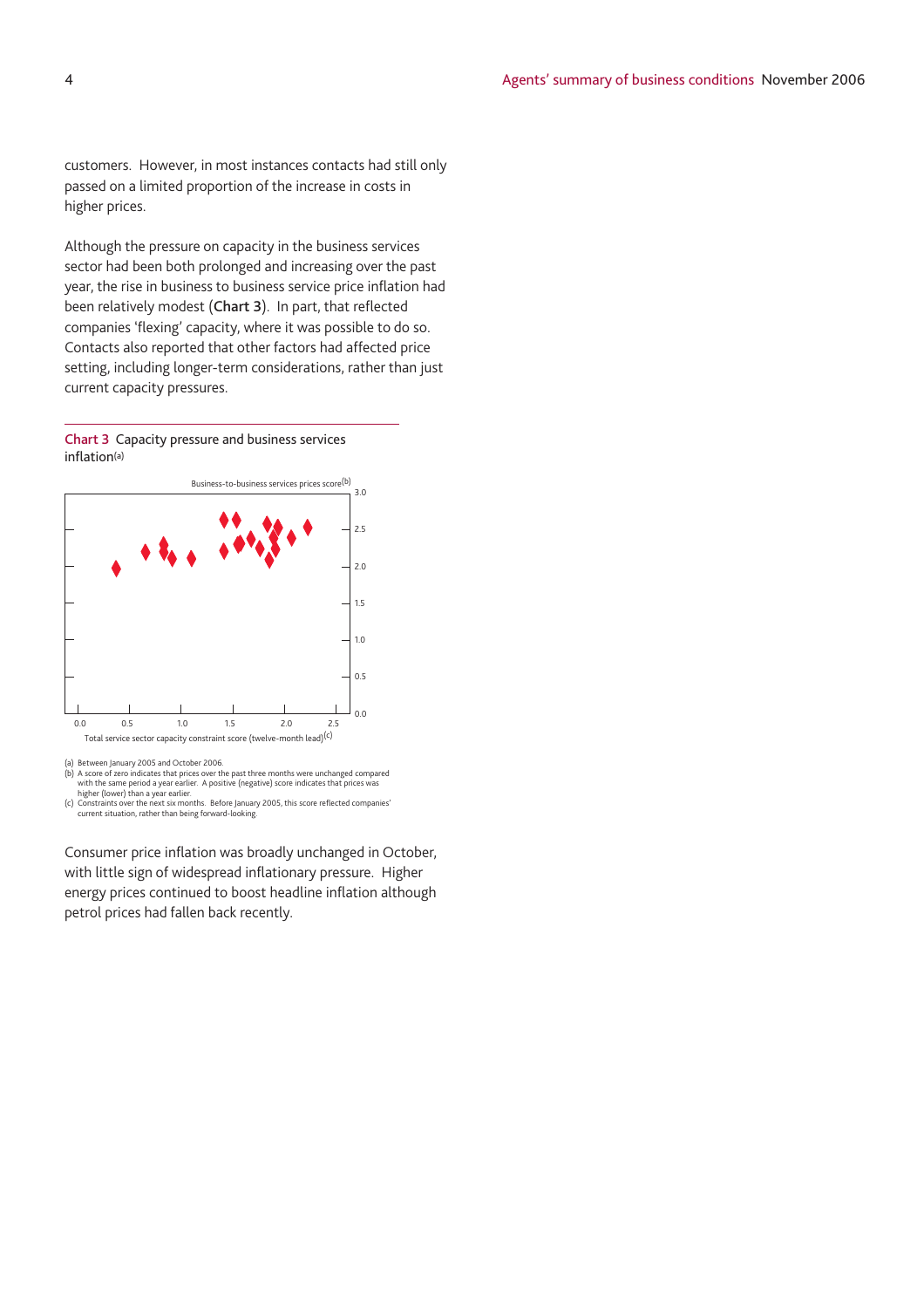customers. However, in most instances contacts had still only passed on a limited proportion of the increase in costs in higher prices.

Although the pressure on capacity in the business services sector had been both prolonged and increasing over the past year, the rise in business to business service price inflation had been relatively modest (**Chart 3**). In part, that reflected companies 'flexing' capacity, where it was possible to do so. Contacts also reported that other factors had affected price setting, including longer-term considerations, rather than just current capacity pressures.

Chart 3 Capacity pressure and business services inflation(a)

Business-to-business services prices score(b)

3.0
2.5
2.0
1.5
1.0
0.5
0.0

0.0 0.5 1.0 1.5 2.0 2.5

Total service sector capacity constraint score (twelve-month lead)(c)

(a) Between January 2005 and October 2006.
(b) A score of zero indicates that prices over the past three months were unchanged compared with the same period a year earlier. A positive (negative) score indicates that prices was higher (lower) than a year earlier.
(c) Constraints over the next six months. Before January 2005, this score reflected companies' current situation, rather than being forward-looking.

Consumer price inflation was broadly unchanged in October, with little sign of widespread inflationary pressure. Higher energy prices continued to boost headline inflation although petrol prices had fallen back recently.